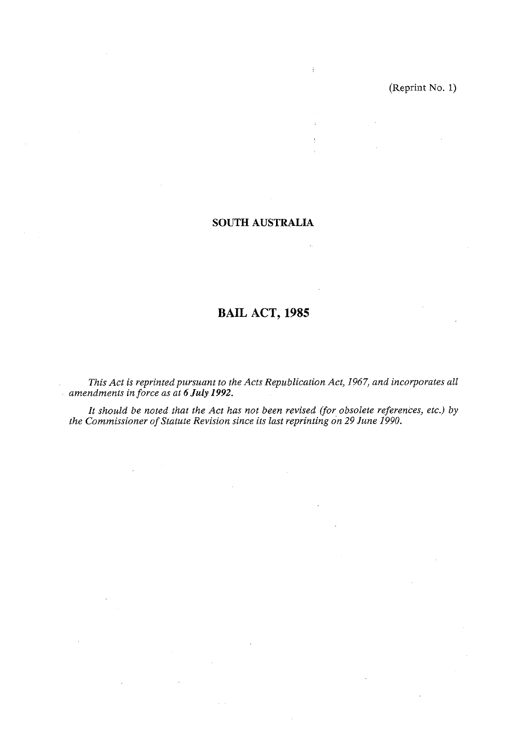(Reprint No. 1)

**SOUTH AUSTRALIA**

# BAIL ACT, 1985

*This Act is reprinted pursuant to the Acts Republication Act, 1967, and incorporates all amendments in force as at **6 July 1992**.*

*It should be noted that the Act has not been revised (for obsolete references, etc.) by the Commissioner of Statute Revision since its last reprinting on 29 June 1990.*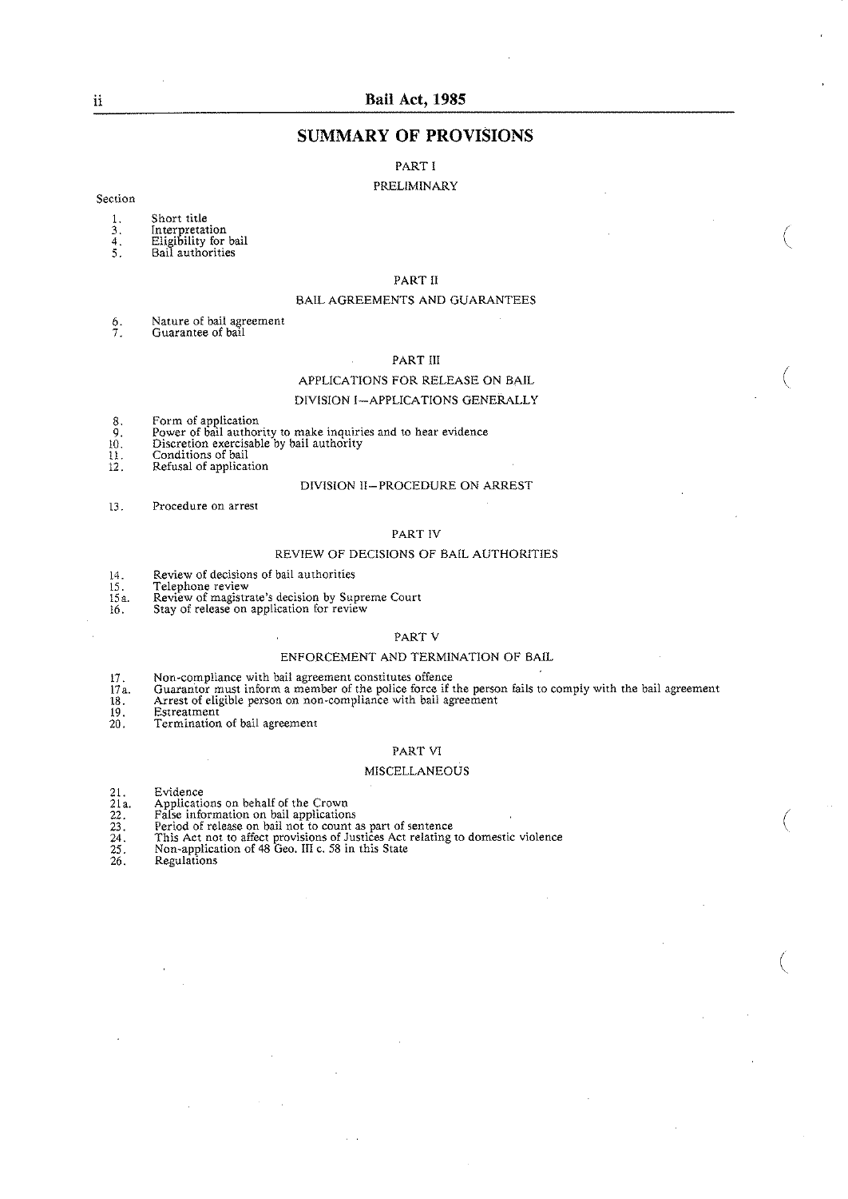## SUMMARY OF PROVISIONS

### PART I

#### PRELIMINARY

Section

1. Short title
3. Interpretation
4. Eligibility for bail
5. Bail authorities

### PART II

#### BAIL AGREEMENTS AND GUARANTEES

6. Nature of bail agreement
7. Guarantee of bail

### PART III

#### APPLICATIONS FOR RELEASE ON BAIL

#### DIVISION I—APPLICATIONS GENERALLY

8. Form of application
9. Power of bail authority to make inquiries and to hear evidence
10. Discretion exercisable by bail authority
11. Conditions of bail
12. Refusal of application

#### DIVISION II—PROCEDURE ON ARREST

13. Procedure on arrest

### PART IV

#### REVIEW OF DECISIONS OF BAIL AUTHORITIES

14. Review of decisions of bail authorities
15. Telephone review
15a. Review of magistrate's decision by Supreme Court
16. Stay of release on application for review

### PART V

#### ENFORCEMENT AND TERMINATION OF BAIL

17. Non-compliance with bail agreement constitutes offence
17a. Guarantor must inform a member of the police force if the person fails to comply with the bail agreement
18. Arrest of eligible person on non-compliance with bail agreement
19. Estreatment
20. Termination of bail agreement

### PART VI

#### MISCELLANEOUS

21. Evidence
21a. Applications on behalf of the Crown
22. False information on bail applications
23. Period of release on bail not to count as part of sentence
24. This Act not to affect provisions of Justices Act relating to domestic violence
25. Non-application of 48 Geo. III c. 58 in this State
26. Regulations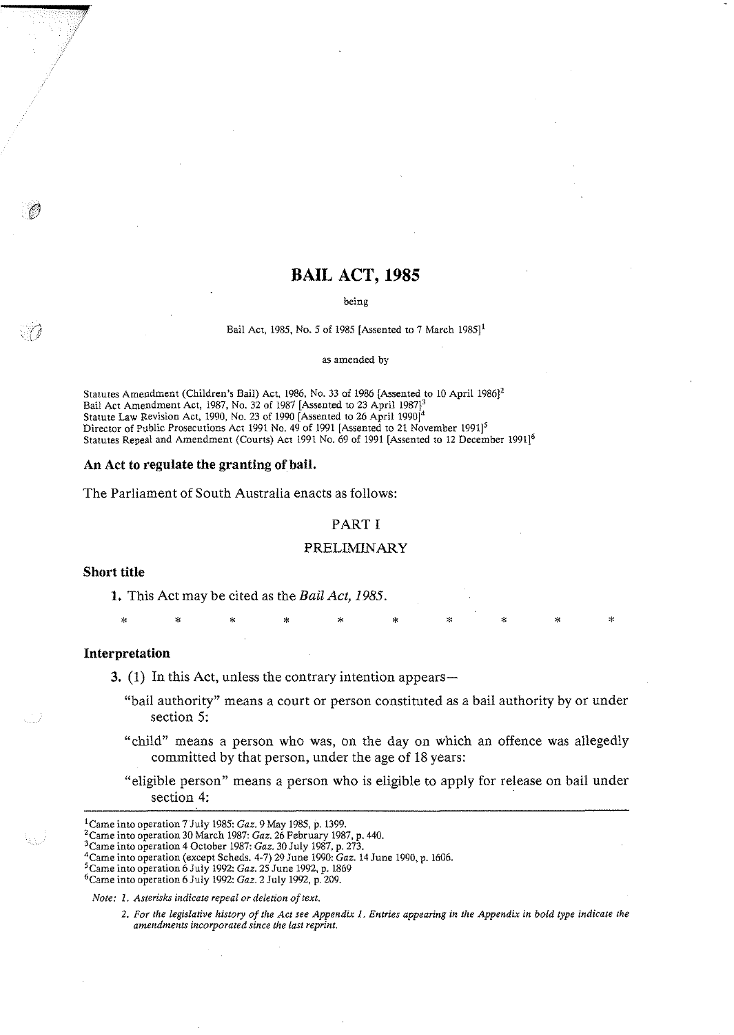# BAIL ACT, 1985

being

Bail Act, 1985, No. 5 of 1985 [Assented to 7 March 1985][1]

as amended by

Statutes Amendment (Children's Bail) Act, 1986, No. 33 of 1986 [Assented to 10 April 1986][2]
Bail Act Amendment Act, 1987, No. 32 of 1987 [Assented to 23 April 1987][3]
Statute Law Revision Act, 1990, No. 23 of 1990 [Assented to 26 April 1990][4]
Director of Public Prosecutions Act 1991 No. 49 of 1991 [Assented to 21 November 1991][5]
Statutes Repeal and Amendment (Courts) Act 1991 No. 69 of 1991 [Assented to 12 December 1991][6]

## An Act to regulate the granting of bail.

The Parliament of South Australia enacts as follows:

## PART I

## PRELIMINARY

### Short title

**1.** This Act may be cited as the *Bail Act, 1985*.

\* \* \* \* \* \* \* \* \* \*

### Interpretation

**3.** (1) In this Act, unless the contrary intention appears—

"bail authority" means a court or person constituted as a bail authority by or under section 5:

"child" means a person who was, on the day on which an offence was allegedly committed by that person, under the age of 18 years:

"eligible person" means a person who is eligible to apply for release on bail under section 4:

---

[1] Came into operation 7 July 1985: *Gaz.* 9 May 1985, p. 1399.
[2] Came into operation 30 March 1987: *Gaz.* 26 February 1987, p. 440.
[3] Came into operation 4 October 1987: *Gaz.* 30 July 1987, p. 273.
[4] Came into operation (except Scheds. 4-7) 29 June 1990: *Gaz.* 14 June 1990, p. 1606.
[5] Came into operation 6 July 1992: *Gaz.* 25 June 1992, p. 1869
[6] Came into operation 6 July 1992: *Gaz.* 2 July 1992, p. 209.

*Note: 1. Asterisks indicate repeal or deletion of text.*

*2. For the legislative history of the Act see Appendix 1. Entries appearing in the Appendix in bold type indicate the amendments incorporated since the last reprint.*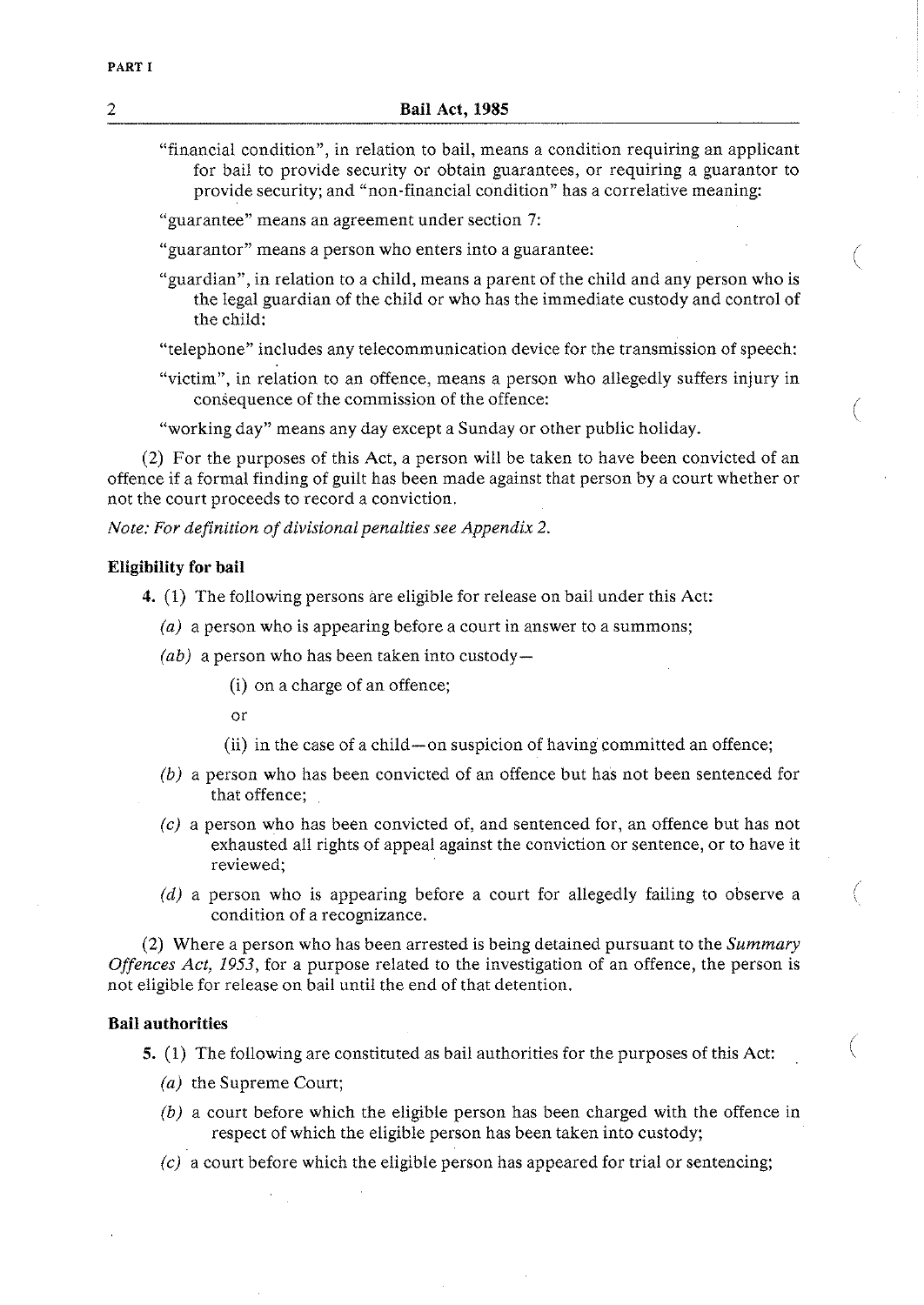"financial condition", in relation to bail, means a condition requiring an applicant for bail to provide security or obtain guarantees, or requiring a guarantor to provide security; and "non-financial condition" has a correlative meaning:

"guarantee" means an agreement under section 7:

"guarantor" means a person who enters into a guarantee:

"guardian", in relation to a child, means a parent of the child and any person who is the legal guardian of the child or who has the immediate custody and control of the child:

"telephone" includes any telecommunication device for the transmission of speech:

"victim", in relation to an offence, means a person who allegedly suffers injury in consequence of the commission of the offence:

"working day" means any day except a Sunday or other public holiday.

(2) For the purposes of this Act, a person will be taken to have been convicted of an offence if a formal finding of guilt has been made against that person by a court whether or not the court proceeds to record a conviction.

*Note: For definition of divisional penalties see Appendix 2.*

**Eligibility for bail**

**4.** (1) The following persons are eligible for release on bail under this Act:

*(a)* a person who is appearing before a court in answer to a summons;

*(ab)* a person who has been taken into custody—

(i) on a charge of an offence;

or

(ii) in the case of a child—on suspicion of having committed an offence;

*(b)* a person who has been convicted of an offence but has not been sentenced for that offence;

*(c)* a person who has been convicted of, and sentenced for, an offence but has not exhausted all rights of appeal against the conviction or sentence, or to have it reviewed;

*(d)* a person who is appearing before a court for allegedly failing to observe a condition of a recognizance.

(2) Where a person who has been arrested is being detained pursuant to the *Summary Offences Act, 1953*, for a purpose related to the investigation of an offence, the person is not eligible for release on bail until the end of that detention.

**Bail authorities**

**5.** (1) The following are constituted as bail authorities for the purposes of this Act:

*(a)* the Supreme Court;

*(b)* a court before which the eligible person has been charged with the offence in respect of which the eligible person has been taken into custody;

*(c)* a court before which the eligible person has appeared for trial or sentencing;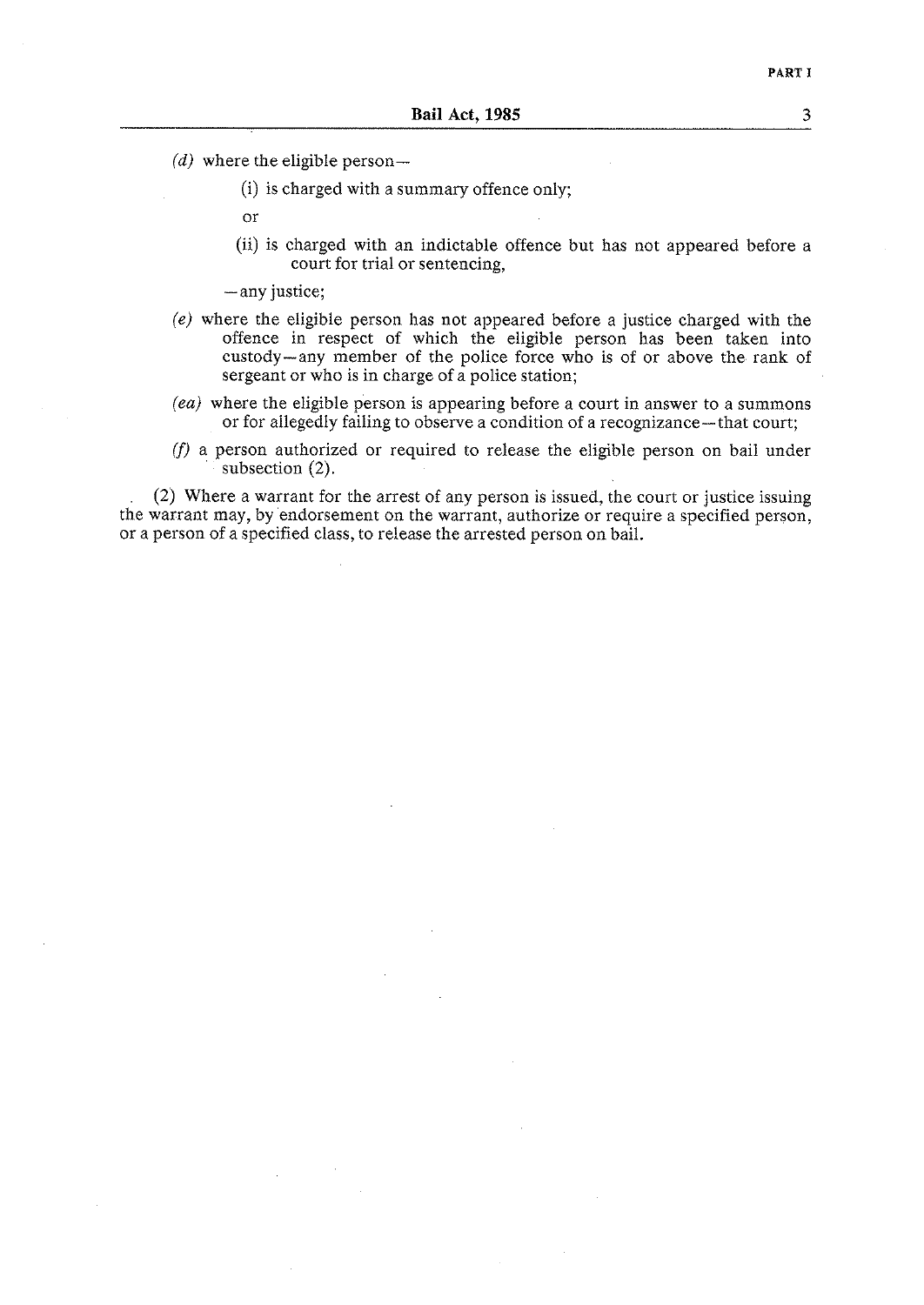*(d)* where the eligible person—

(i) is charged with a summary offence only;

or

(ii) is charged with an indictable offence but has not appeared before a court for trial or sentencing,

—any justice;

*(e)* where the eligible person has not appeared before a justice charged with the offence in respect of which the eligible person has been taken into custody—any member of the police force who is of or above the rank of sergeant or who is in charge of a police station;

*(ea)* where the eligible person is appearing before a court in answer to a summons or for allegedly failing to observe a condition of a recognizance—that court;

*(f)* a person authorized or required to release the eligible person on bail under subsection (2).

(2) Where a warrant for the arrest of any person is issued, the court or justice issuing the warrant may, by endorsement on the warrant, authorize or require a specified person, or a person of a specified class, to release the arrested person on bail.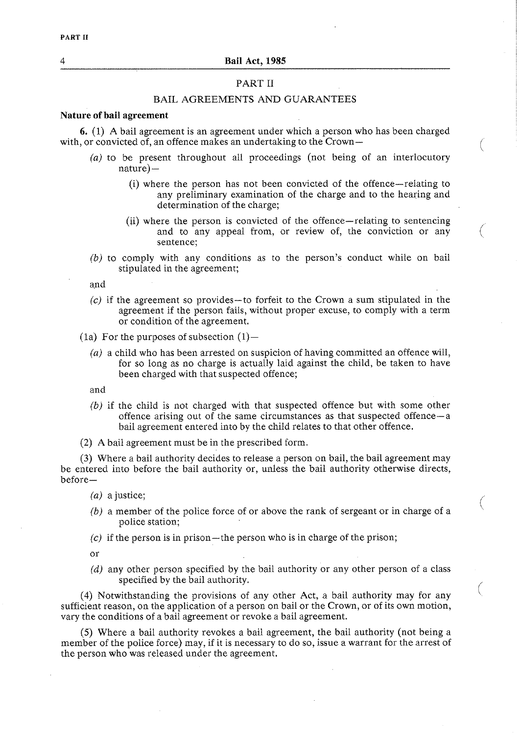## PART II

### BAIL AGREEMENTS AND GUARANTEES

**Nature of bail agreement**

**6.** (1) A bail agreement is an agreement under which a person who has been charged with, or convicted of, an offence makes an undertaking to the Crown—

- *(a)* to be present throughout all proceedings (not being of an interlocutory nature)—
  - (i) where the person has not been convicted of the offence—relating to any preliminary examination of the charge and to the hearing and determination of the charge;
  - (ii) where the person is convicted of the offence—relating to sentencing and to any appeal from, or review of, the conviction or any sentence;
- *(b)* to comply with any conditions as to the person's conduct while on bail stipulated in the agreement;

  and
- *(c)* if the agreement so provides—to forfeit to the Crown a sum stipulated in the agreement if the person fails, without proper excuse, to comply with a term or condition of the agreement.

(1a) For the purposes of subsection (1)—

- *(a)* a child who has been arrested on suspicion of having committed an offence will, for so long as no charge is actually laid against the child, be taken to have been charged with that suspected offence;

  and
- *(b)* if the child is not charged with that suspected offence but with some other offence arising out of the same circumstances as that suspected offence—a bail agreement entered into by the child relates to that other offence.

(2) A bail agreement must be in the prescribed form.

(3) Where a bail authority decides to release a person on bail, the bail agreement may be entered into before the bail authority or, unless the bail authority otherwise directs, before—

- *(a)* a justice;
- *(b)* a member of the police force of or above the rank of sergeant or in charge of a police station;
- *(c)* if the person is in prison—the person who is in charge of the prison;

  or
- *(d)* any other person specified by the bail authority or any other person of a class specified by the bail authority.

(4) Notwithstanding the provisions of any other Act, a bail authority may for any sufficient reason, on the application of a person on bail or the Crown, or of its own motion, vary the conditions of a bail agreement or revoke a bail agreement.

(5) Where a bail authority revokes a bail agreement, the bail authority (not being a member of the police force) may, if it is necessary to do so, issue a warrant for the arrest of the person who was released under the agreement.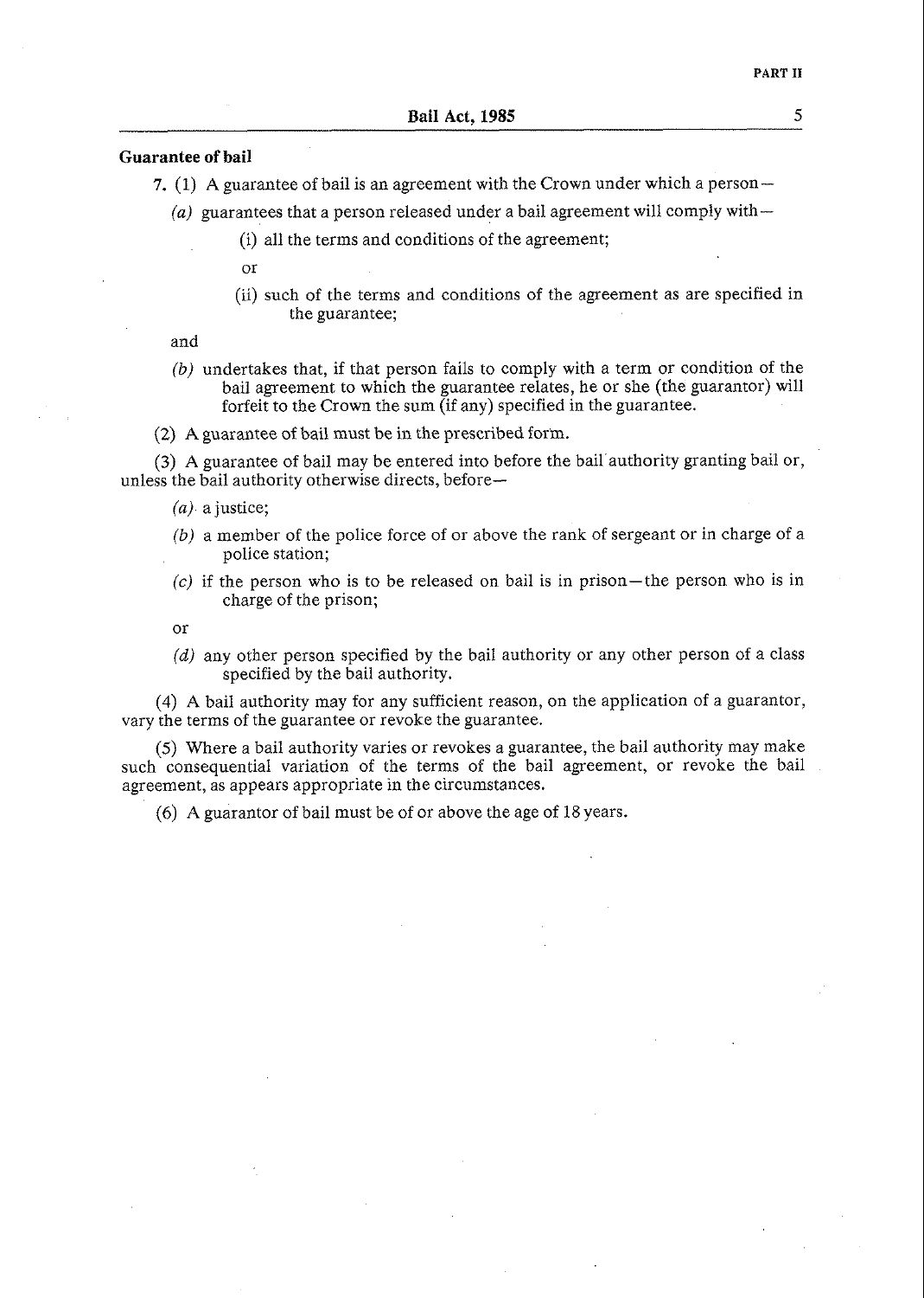**Guarantee of bail**

7. (1) A guarantee of bail is an agreement with the Crown under which a person—

*(a)* guarantees that a person released under a bail agreement will comply with—

(i) all the terms and conditions of the agreement;

or

(ii) such of the terms and conditions of the agreement as are specified in the guarantee;

and

*(b)* undertakes that, if that person fails to comply with a term or condition of the bail agreement to which the guarantee relates, he or she (the guarantor) will forfeit to the Crown the sum (if any) specified in the guarantee.

(2) A guarantee of bail must be in the prescribed form.

(3) A guarantee of bail may be entered into before the bail authority granting bail or, unless the bail authority otherwise directs, before—

*(a)* a justice;

*(b)* a member of the police force of or above the rank of sergeant or in charge of a police station;

*(c)* if the person who is to be released on bail is in prison—the person who is in charge of the prison;

or

*(d)* any other person specified by the bail authority or any other person of a class specified by the bail authority.

(4) A bail authority may for any sufficient reason, on the application of a guarantor, vary the terms of the guarantee or revoke the guarantee.

(5) Where a bail authority varies or revokes a guarantee, the bail authority may make such consequential variation of the terms of the bail agreement, or revoke the bail agreement, as appears appropriate in the circumstances.

(6) A guarantor of bail must be of or above the age of 18 years.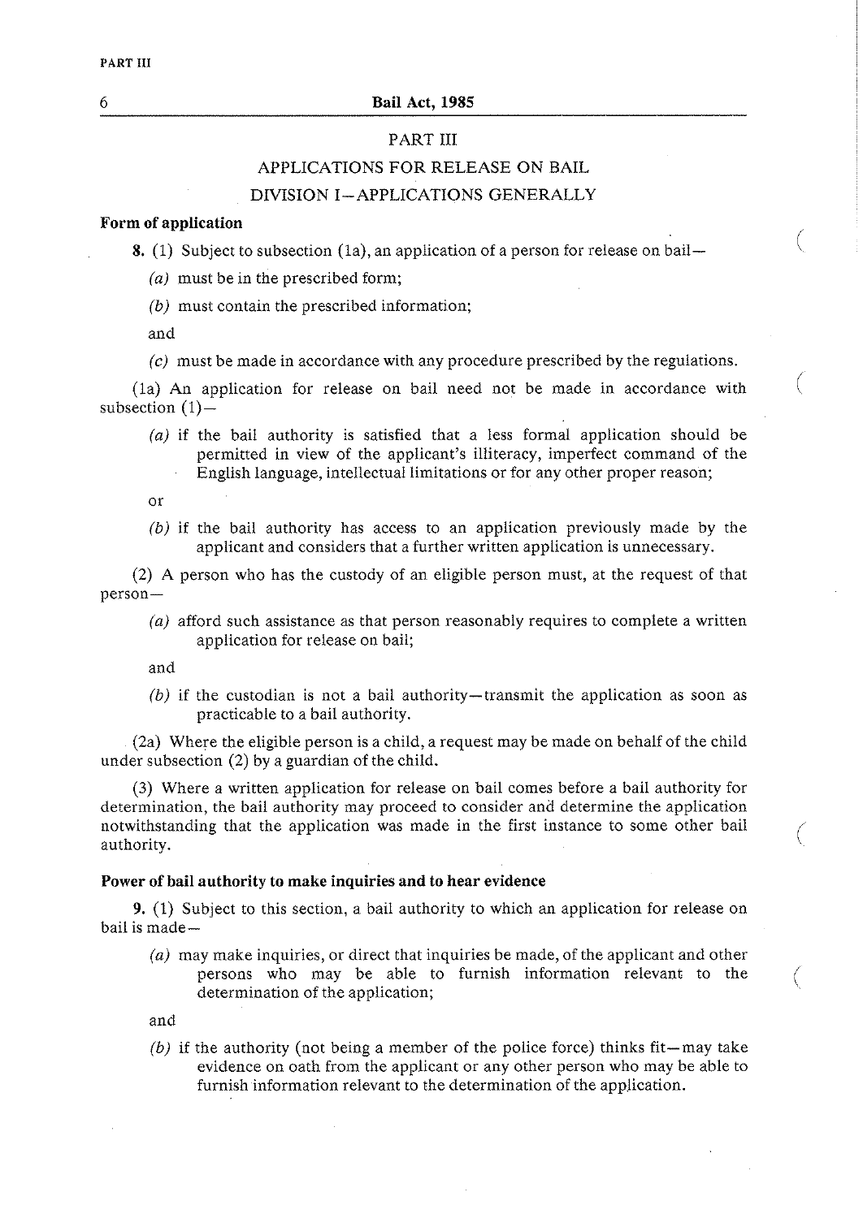## PART III

## APPLICATIONS FOR RELEASE ON BAIL

### DIVISION I—APPLICATIONS GENERALLY

**Form of application**

**8.** (1) Subject to subsection (1a), an application of a person for release on bail—

*(a)* must be in the prescribed form;

*(b)* must contain the prescribed information;

and

*(c)* must be made in accordance with any procedure prescribed by the regulations.

(1a) An application for release on bail need not be made in accordance with subsection (1)—

*(a)* if the bail authority is satisfied that a less formal application should be permitted in view of the applicant's illiteracy, imperfect command of the English language, intellectual limitations or for any other proper reason;

or

*(b)* if the bail authority has access to an application previously made by the applicant and considers that a further written application is unnecessary.

(2) A person who has the custody of an eligible person must, at the request of that person—

*(a)* afford such assistance as that person reasonably requires to complete a written application for release on bail;

and

*(b)* if the custodian is not a bail authority—transmit the application as soon as practicable to a bail authority.

(2a) Where the eligible person is a child, a request may be made on behalf of the child under subsection (2) by a guardian of the child.

(3) Where a written application for release on bail comes before a bail authority for determination, the bail authority may proceed to consider and determine the application notwithstanding that the application was made in the first instance to some other bail authority.

**Power of bail authority to make inquiries and to hear evidence**

**9.** (1) Subject to this section, a bail authority to which an application for release on bail is made—

*(a)* may make inquiries, or direct that inquiries be made, of the applicant and other persons who may be able to furnish information relevant to the determination of the application;

and

*(b)* if the authority (not being a member of the police force) thinks fit—may take evidence on oath from the applicant or any other person who may be able to furnish information relevant to the determination of the application.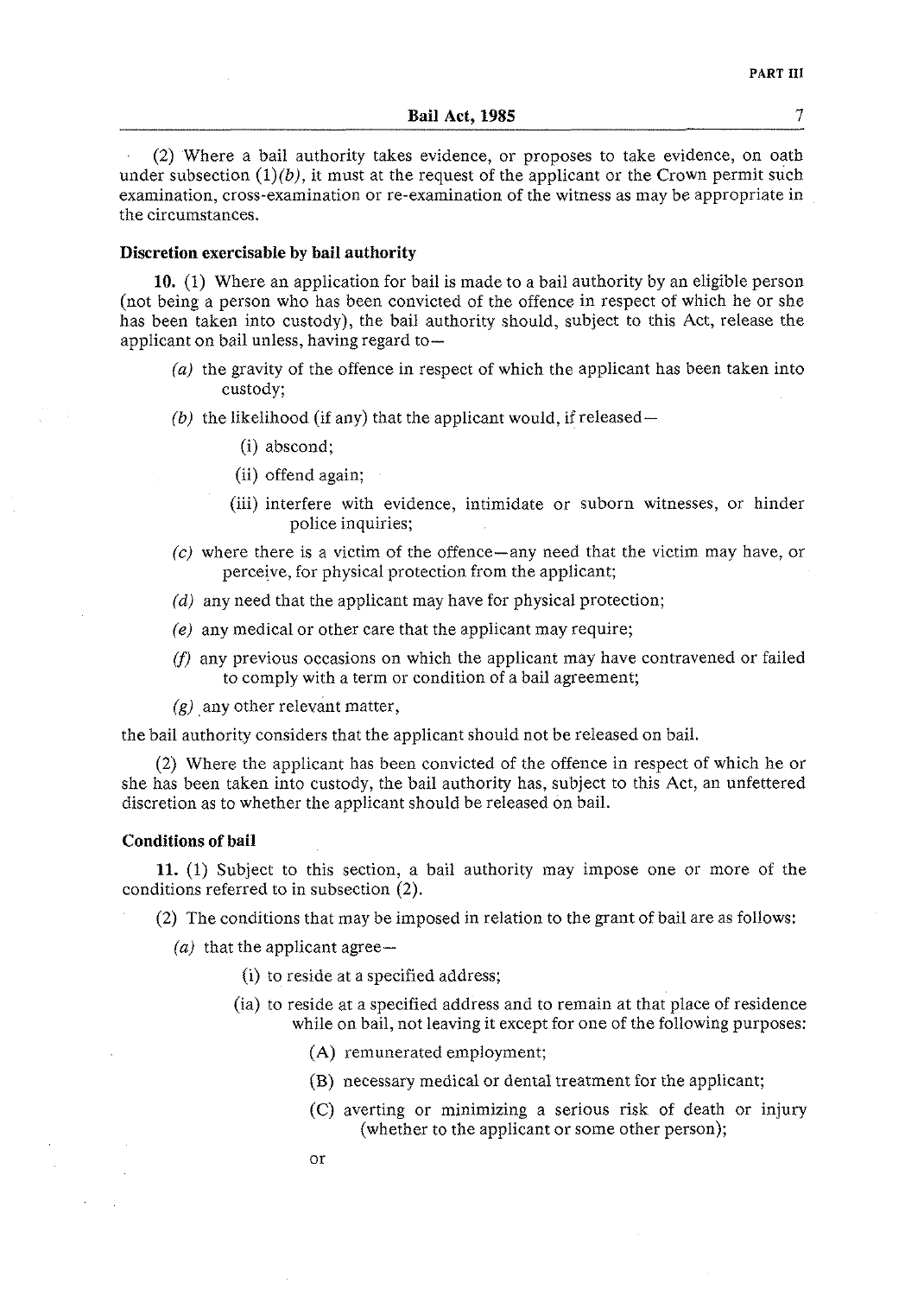(2) Where a bail authority takes evidence, or proposes to take evidence, on oath under subsection (1)*(b)*, it must at the request of the applicant or the Crown permit such examination, cross-examination or re-examination of the witness as may be appropriate in the circumstances.

**Discretion exercisable by bail authority**

**10.** (1) Where an application for bail is made to a bail authority by an eligible person (not being a person who has been convicted of the offence in respect of which he or she has been taken into custody), the bail authority should, subject to this Act, release the applicant on bail unless, having regard to—

*(a)* the gravity of the offence in respect of which the applicant has been taken into custody;

*(b)* the likelihood (if any) that the applicant would, if released—

(i) abscond;

(ii) offend again;

(iii) interfere with evidence, intimidate or suborn witnesses, or hinder police inquiries;

*(c)* where there is a victim of the offence—any need that the victim may have, or perceive, for physical protection from the applicant;

*(d)* any need that the applicant may have for physical protection;

*(e)* any medical or other care that the applicant may require;

*(f)* any previous occasions on which the applicant may have contravened or failed to comply with a term or condition of a bail agreement;

*(g)* any other relevant matter,

the bail authority considers that the applicant should not be released on bail.

(2) Where the applicant has been convicted of the offence in respect of which he or she has been taken into custody, the bail authority has, subject to this Act, an unfettered discretion as to whether the applicant should be released on bail.

**Conditions of bail**

**11.** (1) Subject to this section, a bail authority may impose one or more of the conditions referred to in subsection (2).

(2) The conditions that may be imposed in relation to the grant of bail are as follows:

*(a)* that the applicant agree—

(i) to reside at a specified address;

(ia) to reside at a specified address and to remain at that place of residence while on bail, not leaving it except for one of the following purposes:

(A) remunerated employment;

(B) necessary medical or dental treatment for the applicant;

(C) averting or minimizing a serious risk of death or injury (whether to the applicant or some other person);

or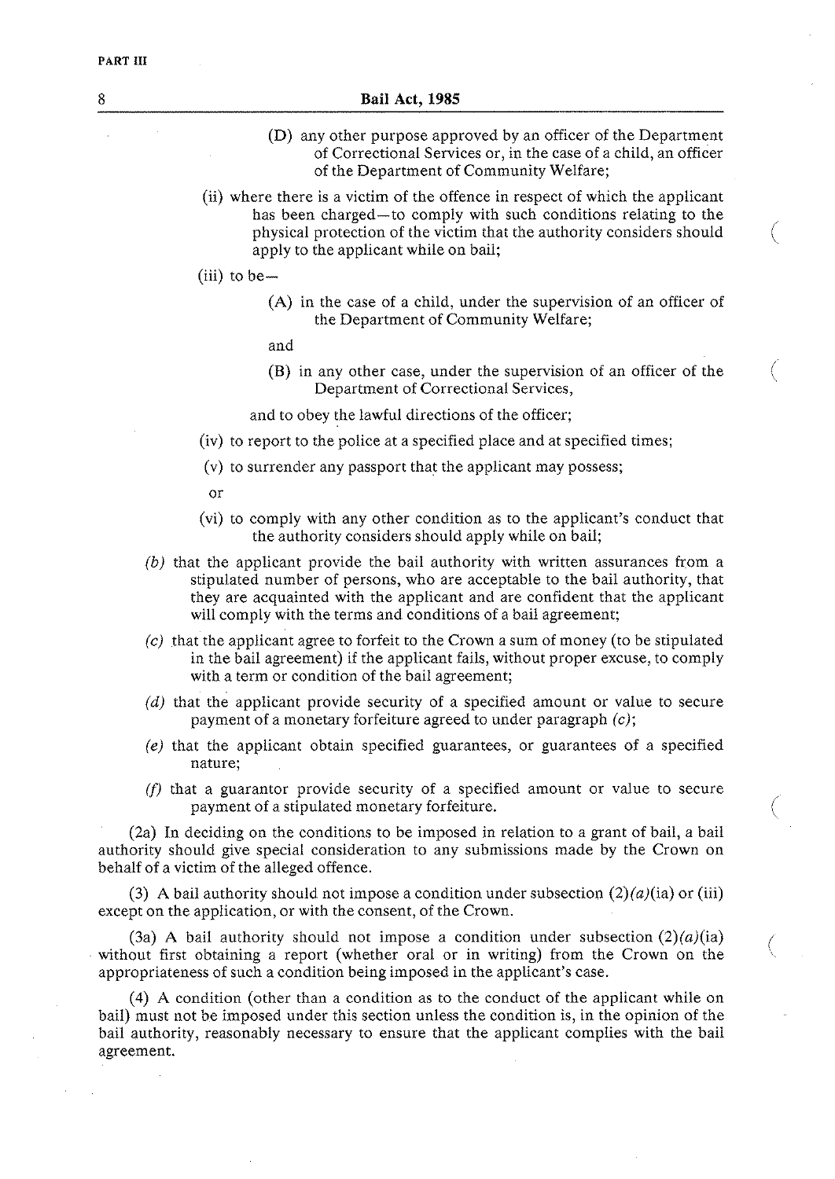(D) any other purpose approved by an officer of the Department of Correctional Services or, in the case of a child, an officer of the Department of Community Welfare;

(ii) where there is a victim of the offence in respect of which the applicant has been charged—to comply with such conditions relating to the physical protection of the victim that the authority considers should apply to the applicant while on bail;

(iii) to be—

(A) in the case of a child, under the supervision of an officer of the Department of Community Welfare;

and

(B) in any other case, under the supervision of an officer of the Department of Correctional Services,

and to obey the lawful directions of the officer;

(iv) to report to the police at a specified place and at specified times;

(v) to surrender any passport that the applicant may possess;

or

(vi) to comply with any other condition as to the applicant's conduct that the authority considers should apply while on bail;

*(b)* that the applicant provide the bail authority with written assurances from a stipulated number of persons, who are acceptable to the bail authority, that they are acquainted with the applicant and are confident that the applicant will comply with the terms and conditions of a bail agreement;

*(c)* that the applicant agree to forfeit to the Crown a sum of money (to be stipulated in the bail agreement) if the applicant fails, without proper excuse, to comply with a term or condition of the bail agreement;

*(d)* that the applicant provide security of a specified amount or value to secure payment of a monetary forfeiture agreed to under paragraph *(c)*;

*(e)* that the applicant obtain specified guarantees, or guarantees of a specified nature;

*(f)* that a guarantor provide security of a specified amount or value to secure payment of a stipulated monetary forfeiture.

(2a) In deciding on the conditions to be imposed in relation to a grant of bail, a bail authority should give special consideration to any submissions made by the Crown on behalf of a victim of the alleged offence.

(3) A bail authority should not impose a condition under subsection (2)*(a)*(ia) or (iii) except on the application, or with the consent, of the Crown.

(3a) A bail authority should not impose a condition under subsection (2)*(a)*(ia) without first obtaining a report (whether oral or in writing) from the Crown on the appropriateness of such a condition being imposed in the applicant's case.

(4) A condition (other than a condition as to the conduct of the applicant while on bail) must not be imposed under this section unless the condition is, in the opinion of the bail authority, reasonably necessary to ensure that the applicant complies with the bail agreement.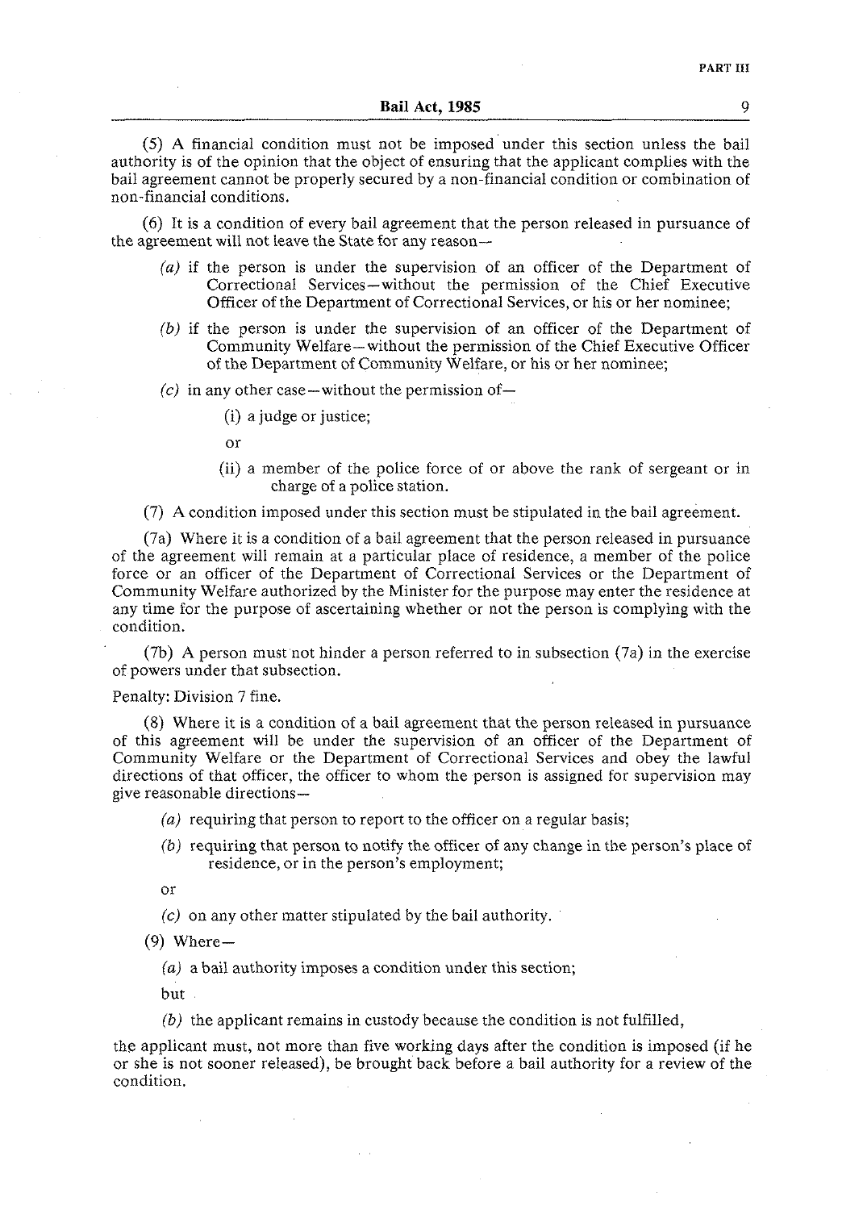(5) A financial condition must not be imposed under this section unless the bail authority is of the opinion that the object of ensuring that the applicant complies with the bail agreement cannot be properly secured by a non-financial condition or combination of non-financial conditions.

(6) It is a condition of every bail agreement that the person released in pursuance of the agreement will not leave the State for any reason—

*(a)* if the person is under the supervision of an officer of the Department of Correctional Services—without the permission of the Chief Executive Officer of the Department of Correctional Services, or his or her nominee;

*(b)* if the person is under the supervision of an officer of the Department of Community Welfare—without the permission of the Chief Executive Officer of the Department of Community Welfare, or his or her nominee;

*(c)* in any other case—without the permission of—

(i) a judge or justice;

or

(ii) a member of the police force of or above the rank of sergeant or in charge of a police station.

(7) A condition imposed under this section must be stipulated in the bail agreement.

(7a) Where it is a condition of a bail agreement that the person released in pursuance of the agreement will remain at a particular place of residence, a member of the police force or an officer of the Department of Correctional Services or the Department of Community Welfare authorized by the Minister for the purpose may enter the residence at any time for the purpose of ascertaining whether or not the person is complying with the condition.

(7b) A person must not hinder a person referred to in subsection (7a) in the exercise of powers under that subsection.

Penalty: Division 7 fine.

(8) Where it is a condition of a bail agreement that the person released in pursuance of this agreement will be under the supervision of an officer of the Department of Community Welfare or the Department of Correctional Services and obey the lawful directions of that officer, the officer to whom the person is assigned for supervision may give reasonable directions—

*(a)* requiring that person to report to the officer on a regular basis;

*(b)* requiring that person to notify the officer of any change in the person's place of residence, or in the person's employment;

or

*(c)* on any other matter stipulated by the bail authority.

(9) Where—

*(a)* a bail authority imposes a condition under this section;

but

*(b)* the applicant remains in custody because the condition is not fulfilled,

the applicant must, not more than five working days after the condition is imposed (if he or she is not sooner released), be brought back before a bail authority for a review of the condition.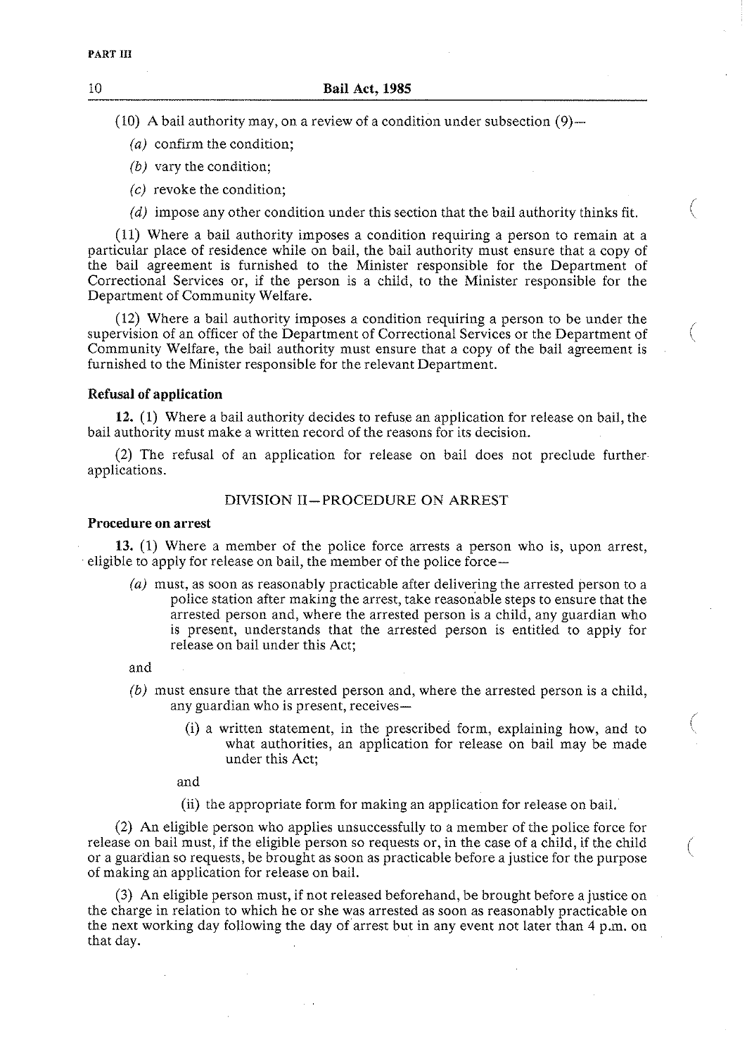(10) A bail authority may, on a review of a condition under subsection (9)—

*(a)* confirm the condition;

*(b)* vary the condition;

*(c)* revoke the condition;

*(d)* impose any other condition under this section that the bail authority thinks fit.

(11) Where a bail authority imposes a condition requiring a person to remain at a particular place of residence while on bail, the bail authority must ensure that a copy of the bail agreement is furnished to the Minister responsible for the Department of Correctional Services or, if the person is a child, to the Minister responsible for the Department of Community Welfare.

(12) Where a bail authority imposes a condition requiring a person to be under the supervision of an officer of the Department of Correctional Services or the Department of Community Welfare, the bail authority must ensure that a copy of the bail agreement is furnished to the Minister responsible for the relevant Department.

**Refusal of application**

**12.** (1) Where a bail authority decides to refuse an application for release on bail, the bail authority must make a written record of the reasons for its decision.

(2) The refusal of an application for release on bail does not preclude further applications.

## DIVISION II—PROCEDURE ON ARREST

**Procedure on arrest**

**13.** (1) Where a member of the police force arrests a person who is, upon arrest, eligible to apply for release on bail, the member of the police force—

*(a)* must, as soon as reasonably practicable after delivering the arrested person to a police station after making the arrest, take reasonable steps to ensure that the arrested person and, where the arrested person is a child, any guardian who is present, understands that the arrested person is entitled to apply for release on bail under this Act;

and

*(b)* must ensure that the arrested person and, where the arrested person is a child, any guardian who is present, receives—

(i) a written statement, in the prescribed form, explaining how, and to what authorities, an application for release on bail may be made under this Act;

and

(ii) the appropriate form for making an application for release on bail.

(2) An eligible person who applies unsuccessfully to a member of the police force for release on bail must, if the eligible person so requests or, in the case of a child, if the child or a guardian so requests, be brought as soon as practicable before a justice for the purpose of making an application for release on bail.

(3) An eligible person must, if not released beforehand, be brought before a justice on the charge in relation to which he or she was arrested as soon as reasonably practicable on the next working day following the day of arrest but in any event not later than 4 p.m. on that day.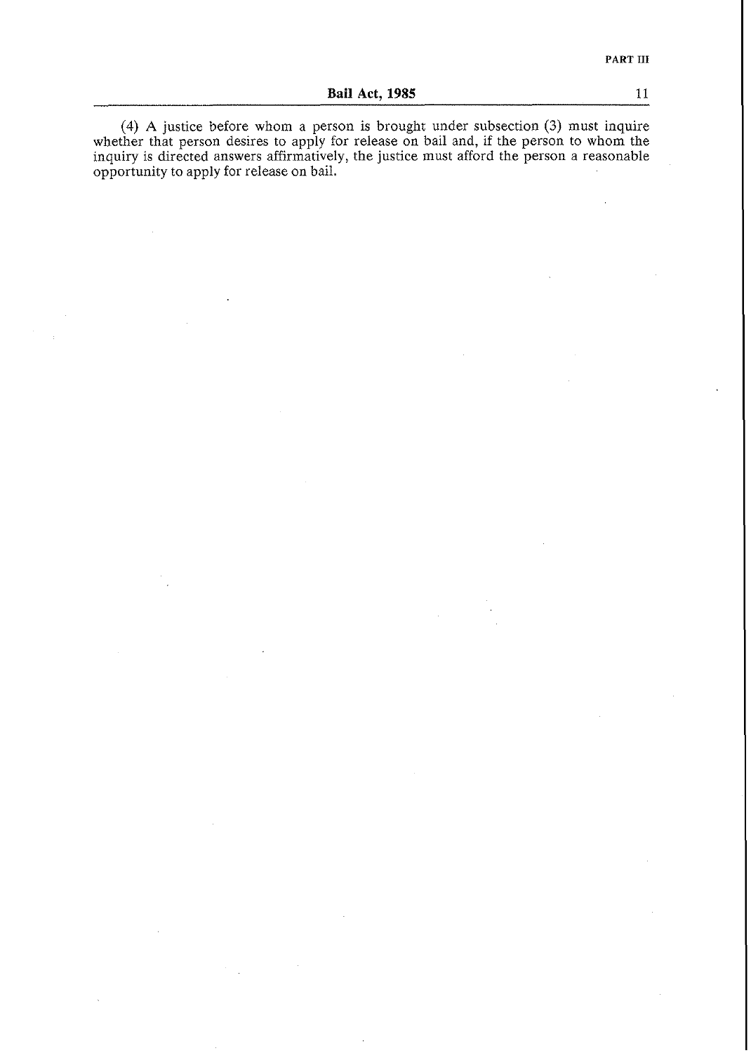(4) A justice before whom a person is brought under subsection (3) must inquire whether that person desires to apply for release on bail and, if the person to whom the inquiry is directed answers affirmatively, the justice must afford the person a reasonable opportunity to apply for release on bail.